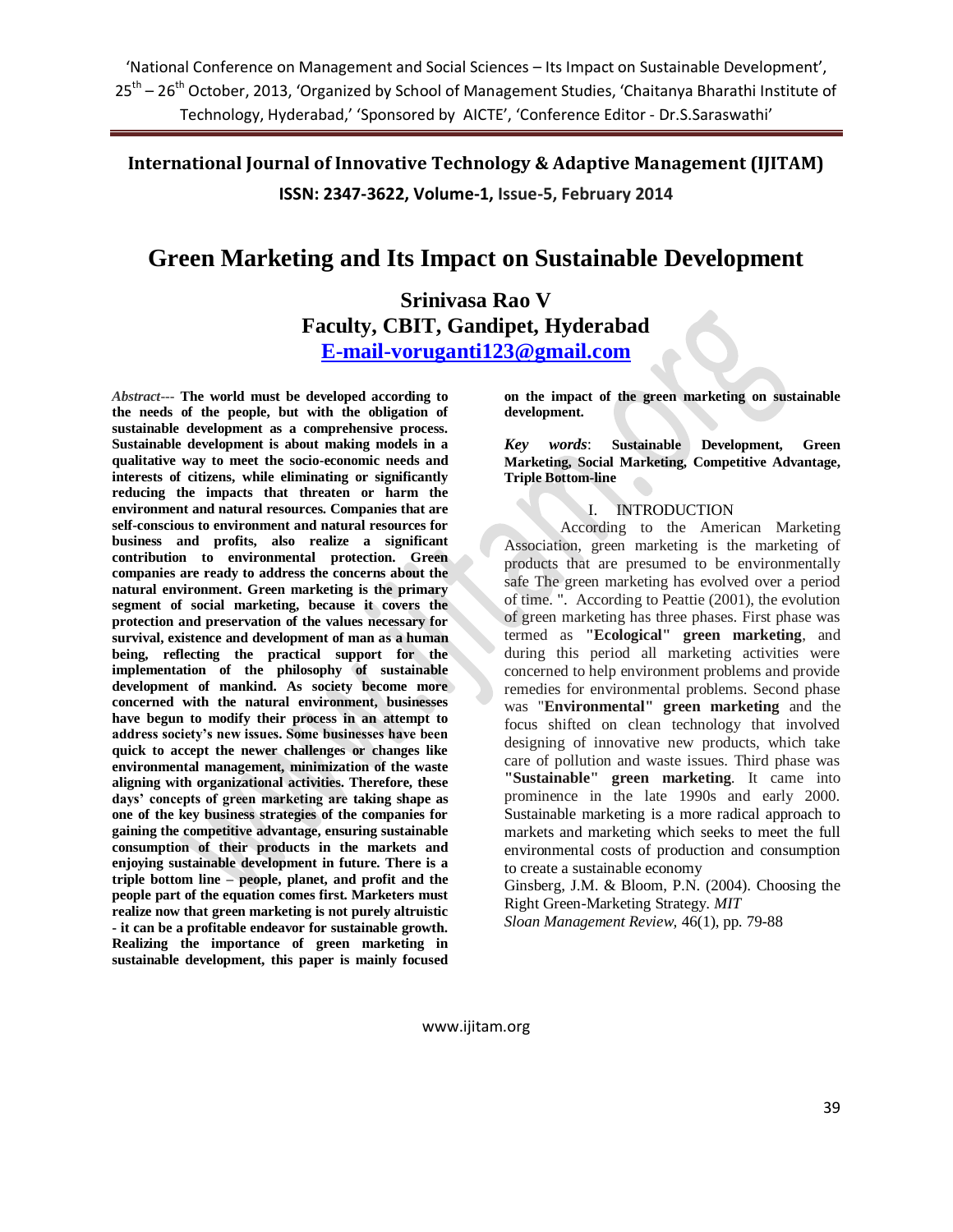# Green Marketing and Its Impact on Sustainable Development

**Srinivasa Rao V**
**Faculty, CBIT, Gandipet, Hyderabad**
**E-mail-voruganti123@gmail.com**

***Abstract---*** **The world must be developed according to the needs of the people, but with the obligation of sustainable development as a comprehensive process. Sustainable development is about making models in a qualitative way to meet the socio-economic needs and interests of citizens, while eliminating or significantly reducing the impacts that threaten or harm the environment and natural resources. Companies that are self-conscious to environment and natural resources for business and profits, also realize a significant contribution to environmental protection. Green companies are ready to address the concerns about the natural environment. Green marketing is the primary segment of social marketing, because it covers the protection and preservation of the values necessary for survival, existence and development of man as a human being, reflecting the practical support for the implementation of the philosophy of sustainable development of mankind. As society become more concerned with the natural environment, businesses have begun to modify their process in an attempt to address society's new issues. Some businesses have been quick to accept the newer challenges or changes like environmental management, minimization of the waste aligning with organizational activities. Therefore, these days' concepts of green marketing are taking shape as one of the key business strategies of the companies for gaining the competitive advantage, ensuring sustainable consumption of their products in the markets and enjoying sustainable development in future. There is a triple bottom line – people, planet, and profit and the people part of the equation comes first. Marketers must realize now that green marketing is not purely altruistic - it can be a profitable endeavor for sustainable growth. Realizing the importance of green marketing in sustainable development, this paper is mainly focused on the impact of the green marketing on sustainable development.**

***Key words*****: Sustainable Development, Green Marketing, Social Marketing, Competitive Advantage, Triple Bottom-line**

## I. INTRODUCTION

According to the American Marketing Association, green marketing is the marketing of products that are presumed to be environmentally safe The green marketing has evolved over a period of time. ". According to Peattie (2001), the evolution of green marketing has three phases. First phase was termed as **"Ecological" green marketing**, and during this period all marketing activities were concerned to help environment problems and provide remedies for environmental problems. Second phase was "**Environmental" green marketing** and the focus shifted on clean technology that involved designing of innovative new products, which take care of pollution and waste issues. Third phase was **"Sustainable" green marketing**. It came into prominence in the late 1990s and early 2000. Sustainable marketing is a more radical approach to markets and marketing which seeks to meet the full environmental costs of production and consumption to create a sustainable economy

Ginsberg, J.M. & Bloom, P.N. (2004). Choosing the Right Green-Marketing Strategy. *MIT Sloan Management Review,* 46(1), pp. 79-88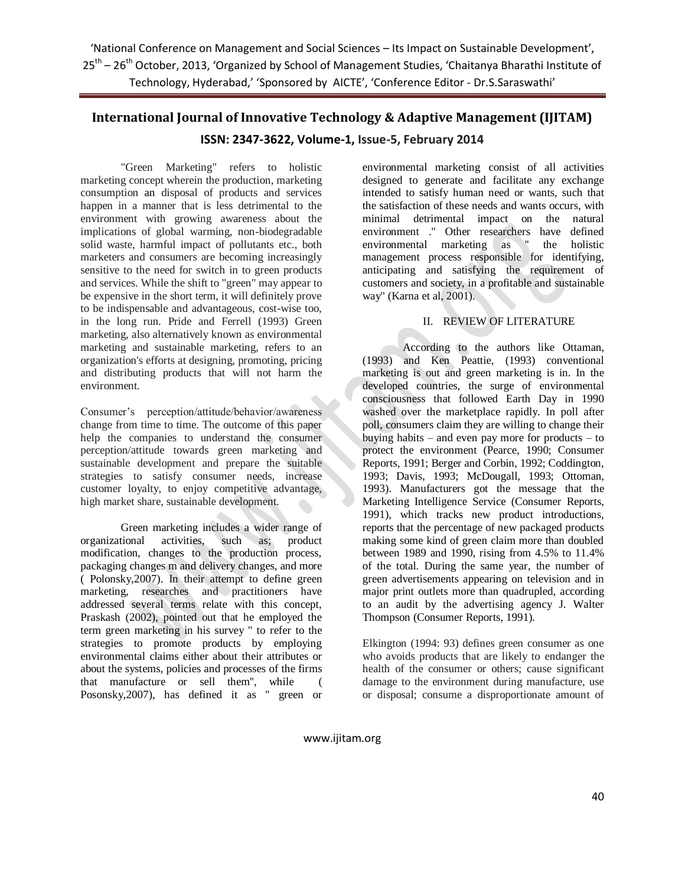"Green Marketing" refers to holistic marketing concept wherein the production, marketing consumption an disposal of products and services happen in a manner that is less detrimental to the environment with growing awareness about the implications of global warming, non-biodegradable solid waste, harmful impact of pollutants etc., both marketers and consumers are becoming increasingly sensitive to the need for switch in to green products and services. While the shift to "green" may appear to be expensive in the short term, it will definitely prove to be indispensable and advantageous, cost-wise too, in the long run. Pride and Ferrell (1993) Green marketing, also alternatively known as environmental marketing and sustainable marketing, refers to an organization's efforts at designing, promoting, pricing and distributing products that will not harm the environment.

Consumer's perception/attitude/behavior/awareness change from time to time. The outcome of this paper help the companies to understand the consumer perception/attitude towards green marketing and sustainable development and prepare the suitable strategies to satisfy consumer needs, increase customer loyalty, to enjoy competitive advantage, high market share, sustainable development.

Green marketing includes a wider range of organizational activities, such as; product modification, changes to the production process, packaging changes m and delivery changes, and more ( Polonsky,2007). In their attempt to define green marketing, researches and practitioners have addressed several terms relate with this concept, Praskash (2002), pointed out that he employed the term green marketing in his survey " to refer to the strategies to promote products by employing environmental claims either about their attributes or about the systems, policies and processes of the firms that manufacture or sell them", while ( Posonsky,2007), has defined it as " green or environmental marketing consist of all activities designed to generate and facilitate any exchange intended to satisfy human need or wants, such that the satisfaction of these needs and wants occurs, with minimal detrimental impact on the natural environment ." Other researchers have defined environmental marketing as " the holistic management process responsible for identifying, anticipating and satisfying the requirement of customers and society, in a profitable and sustainable way" (Karna et al, 2001).

## II. REVIEW OF LITERATURE

According to the authors like Ottaman, (1993) and Ken Peattie, (1993) conventional marketing is out and green marketing is in. In the developed countries, the surge of environmental consciousness that followed Earth Day in 1990 washed over the marketplace rapidly. In poll after poll, consumers claim they are willing to change their buying habits – and even pay more for products – to protect the environment (Pearce, 1990; Consumer Reports, 1991; Berger and Corbin, 1992; Coddington, 1993; Davis, 1993; McDougall, 1993; Ottoman, 1993). Manufacturers got the message that the Marketing Intelligence Service (Consumer Reports, 1991), which tracks new product introductions, reports that the percentage of new packaged products making some kind of green claim more than doubled between 1989 and 1990, rising from 4.5% to 11.4% of the total. During the same year, the number of green advertisements appearing on television and in major print outlets more than quadrupled, according to an audit by the advertising agency J. Walter Thompson (Consumer Reports, 1991).

Elkington (1994: 93) defines green consumer as one who avoids products that are likely to endanger the health of the consumer or others; cause significant damage to the environment during manufacture, use or disposal; consume a disproportionate amount of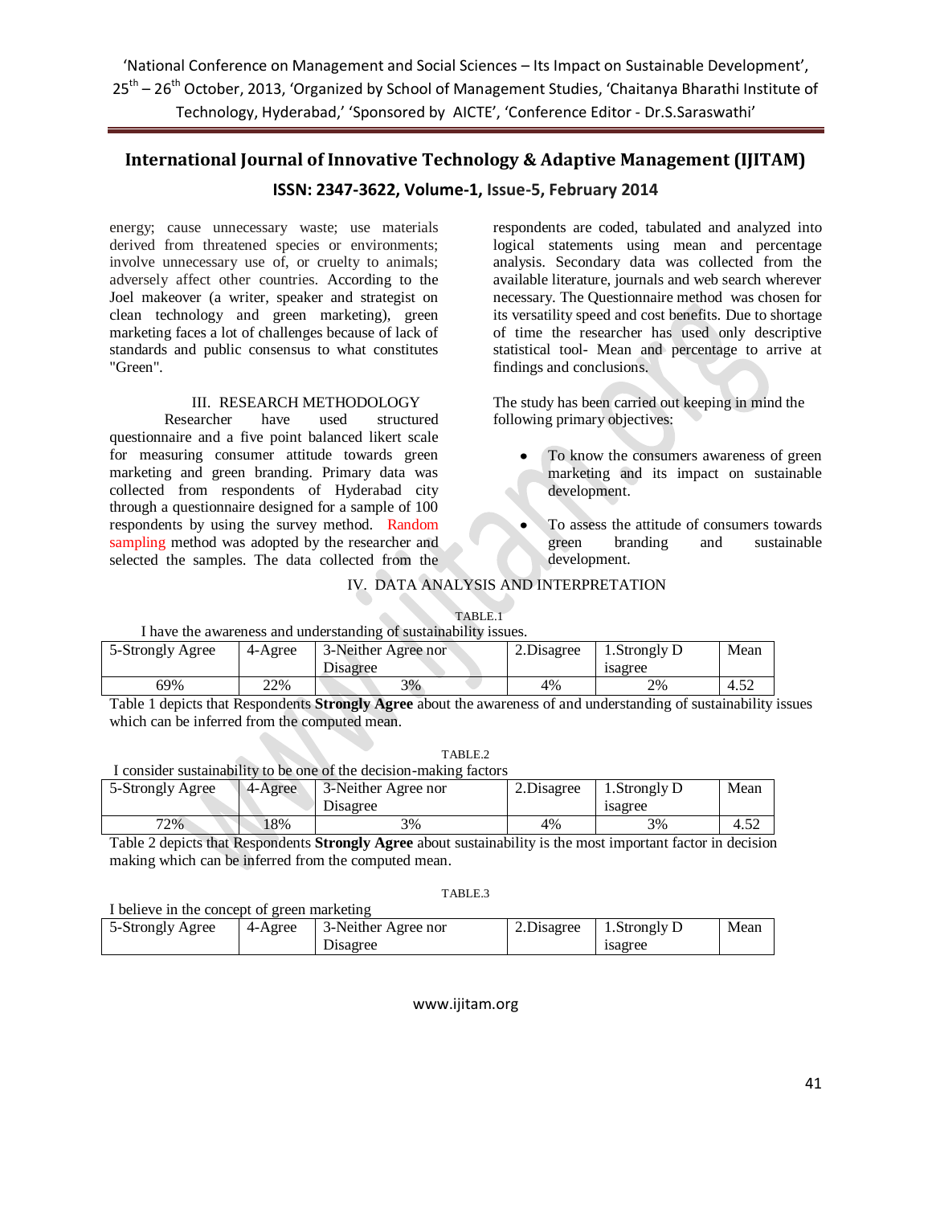energy; cause unnecessary waste; use materials derived from threatened species or environments; involve unnecessary use of, or cruelty to animals; adversely affect other countries. According to the Joel makeover (a writer, speaker and strategist on clean technology and green marketing), green marketing faces a lot of challenges because of lack of standards and public consensus to what constitutes "Green".

## III. RESEARCH METHODOLOGY

Researcher have used structured questionnaire and a five point balanced likert scale for measuring consumer attitude towards green marketing and green branding. Primary data was collected from respondents of Hyderabad city through a questionnaire designed for a sample of 100 respondents by using the survey method. Random sampling method was adopted by the researcher and selected the samples. The data collected from the respondents are coded, tabulated and analyzed into logical statements using mean and percentage analysis. Secondary data was collected from the available literature, journals and web search wherever necessary. The Questionnaire method was chosen for its versatility speed and cost benefits. Due to shortage of time the researcher has used only descriptive statistical tool- Mean and percentage to arrive at findings and conclusions.

The study has been carried out keeping in mind the following primary objectives:

- To know the consumers awareness of green marketing and its impact on sustainable development.
- To assess the attitude of consumers towards green branding and sustainable development.

## IV. DATA ANALYSIS AND INTERPRETATION

TABLE.1

I have the awareness and understanding of sustainability issues.

| 5-Strongly Agree | 4-Agree | 3-Neither Agree nor Disagree | 2.Disagree | 1.Strongly Disagree | Mean |
|---|---|---|---|---|---|
| 69% | 22% | 3% | 4% | 2% | 4.52 |

Table 1 depicts that Respondents **Strongly Agree** about the awareness of and understanding of sustainability issues which can be inferred from the computed mean.

TABLE.2

I consider sustainability to be one of the decision-making factors

| 5-Strongly Agree | 4-Agree | 3-Neither Agree nor Disagree | 2.Disagree | 1.Strongly Disagree | Mean |
|---|---|---|---|---|---|
| 72% | 18% | 3% | 4% | 3% | 4.52 |

Table 2 depicts that Respondents **Strongly Agree** about sustainability is the most important factor in decision making which can be inferred from the computed mean.

TABLE.3

I believe in the concept of green marketing

| 5-Strongly Agree | 4-Agree | 3-Neither Agree nor Disagree | 2.Disagree | 1.Strongly Disagree | Mean |
|---|---|---|---|---|---|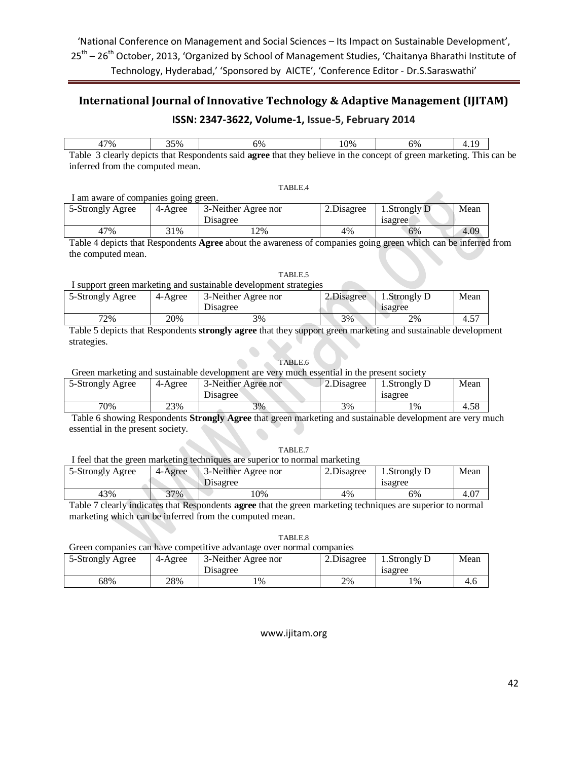| 47% | 35% | 6% | 10% | 6% | 4.19 |
|---|---|---|---|---|---|

Table 3 clearly depicts that Respondents said **agree** that they believe in the concept of green marketing. This can be inferred from the computed mean.

TABLE.4

I am aware of companies going green.

| 5-Strongly Agree | 4-Agree | 3-Neither Agree nor Disagree | 2.Disagree | 1.Strongly Disagree | Mean |
|---|---|---|---|---|---|
| 47% | 31% | 12% | 4% | 6% | 4.09 |

Table 4 depicts that Respondents **Agree** about the awareness of companies going green which can be inferred from the computed mean.

TABLE.5

I support green marketing and sustainable development strategies

| 5-Strongly Agree | 4-Agree | 3-Neither Agree nor Disagree | 2.Disagree | 1.Strongly Disagree | Mean |
|---|---|---|---|---|---|
| 72% | 20% | 3% | 3% | 2% | 4.57 |

Table 5 depicts that Respondents **strongly agree** that they support green marketing and sustainable development strategies.

TABLE.6

Green marketing and sustainable development are very much essential in the present society

| 5-Strongly Agree | 4-Agree | 3-Neither Agree nor Disagree | 2.Disagree | 1.Strongly Disagree | Mean |
|---|---|---|---|---|---|
| 70% | 23% | 3% | 3% | 1% | 4.58 |

Table 6 showing Respondents **Strongly Agree** that green marketing and sustainable development are very much essential in the present society.

TABLE.7

I feel that the green marketing techniques are superior to normal marketing

| 5-Strongly Agree | 4-Agree | 3-Neither Agree nor Disagree | 2.Disagree | 1.Strongly Disagree | Mean |
|---|---|---|---|---|---|
| 43% | 37% | 10% | 4% | 6% | 4.07 |

Table 7 clearly indicates that Respondents **agree** that the green marketing techniques are superior to normal marketing which can be inferred from the computed mean.

TABLE.8

Green companies can have competitive advantage over normal companies

| 5-Strongly Agree | 4-Agree | 3-Neither Agree nor Disagree | 2.Disagree | 1.Strongly Disagree | Mean |
|---|---|---|---|---|---|
| 68% | 28% | 1% | 2% | 1% | 4.6 |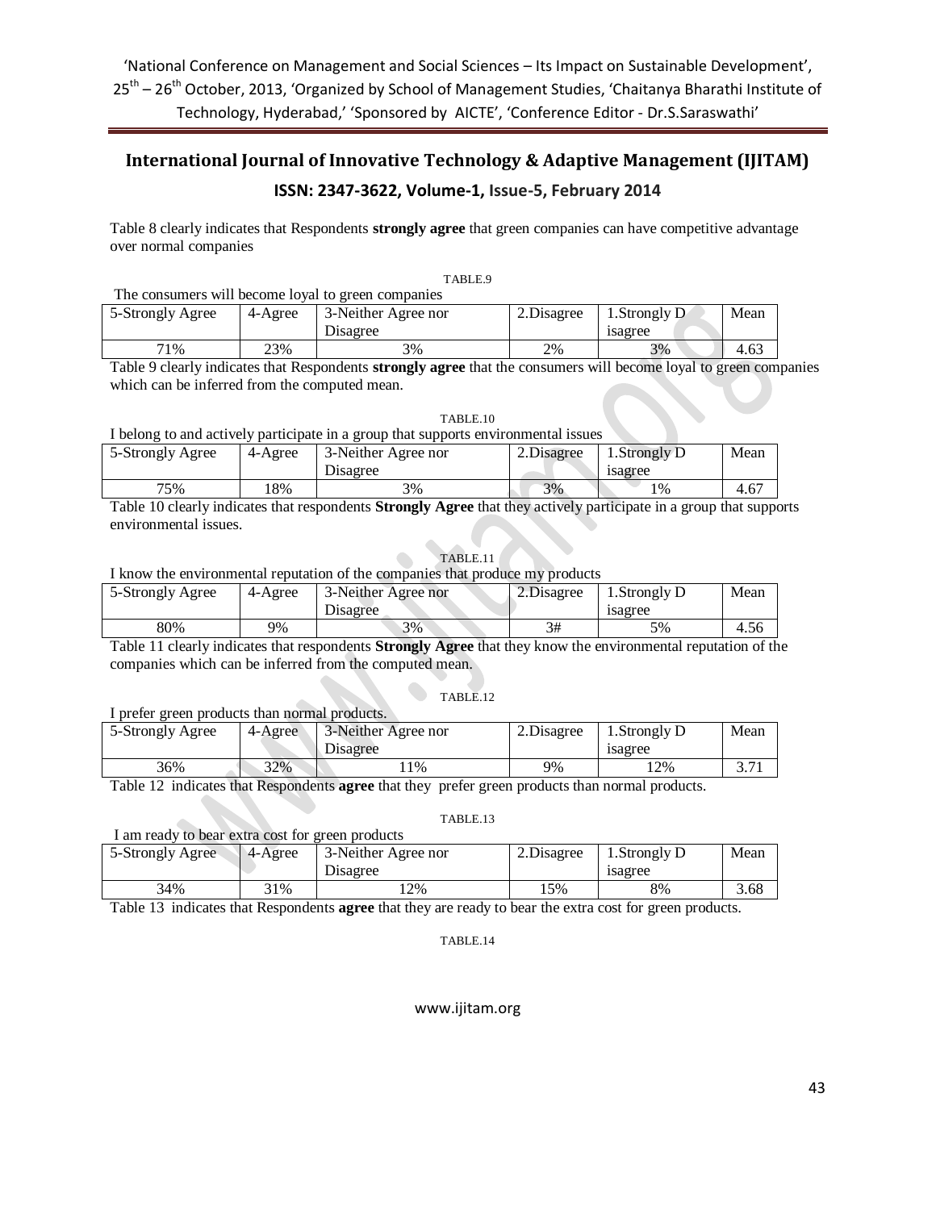Table 8 clearly indicates that Respondents **strongly agree** that green companies can have competitive advantage over normal companies

TABLE.9

The consumers will become loyal to green companies

| 5-Strongly Agree | 4-Agree | 3-Neither Agree nor Disagree | 2.Disagree | 1.Strongly Disagree | Mean |
|---|---|---|---|---|---|
| 71% | 23% | 3% | 2% | 3% | 4.63 |

Table 9 clearly indicates that Respondents **strongly agree** that the consumers will become loyal to green companies which can be inferred from the computed mean.

TABLE.10

I belong to and actively participate in a group that supports environmental issues

| 5-Strongly Agree | 4-Agree | 3-Neither Agree nor Disagree | 2.Disagree | 1.Strongly Disagree | Mean |
|---|---|---|---|---|---|
| 75% | 18% | 3% | 3% | 1% | 4.67 |

Table 10 clearly indicates that respondents **Strongly Agree** that they actively participate in a group that supports environmental issues.

TABLE.11

I know the environmental reputation of the companies that produce my products

| 5-Strongly Agree | 4-Agree | 3-Neither Agree nor Disagree | 2.Disagree | 1.Strongly Disagree | Mean |
|---|---|---|---|---|---|
| 80% | 9% | 3% | 3# | 5% | 4.56 |

Table 11 clearly indicates that respondents **Strongly Agree** that they know the environmental reputation of the companies which can be inferred from the computed mean.

TABLE.12

I prefer green products than normal products.

| 5-Strongly Agree | 4-Agree | 3-Neither Agree nor Disagree | 2.Disagree | 1.Strongly Disagree | Mean |
|---|---|---|---|---|---|
| 36% | 32% | 11% | 9% | 12% | 3.71 |

Table 12 indicates that Respondents **agree** that they prefer green products than normal products.

TABLE.13

I am ready to bear extra cost for green products

| 5-Strongly Agree | 4-Agree | 3-Neither Agree nor Disagree | 2.Disagree | 1.Strongly Disagree | Mean |
|---|---|---|---|---|---|
| 34% | 31% | 12% | 15% | 8% | 3.68 |

Table 13 indicates that Respondents **agree** that they are ready to bear the extra cost for green products.

TABLE.14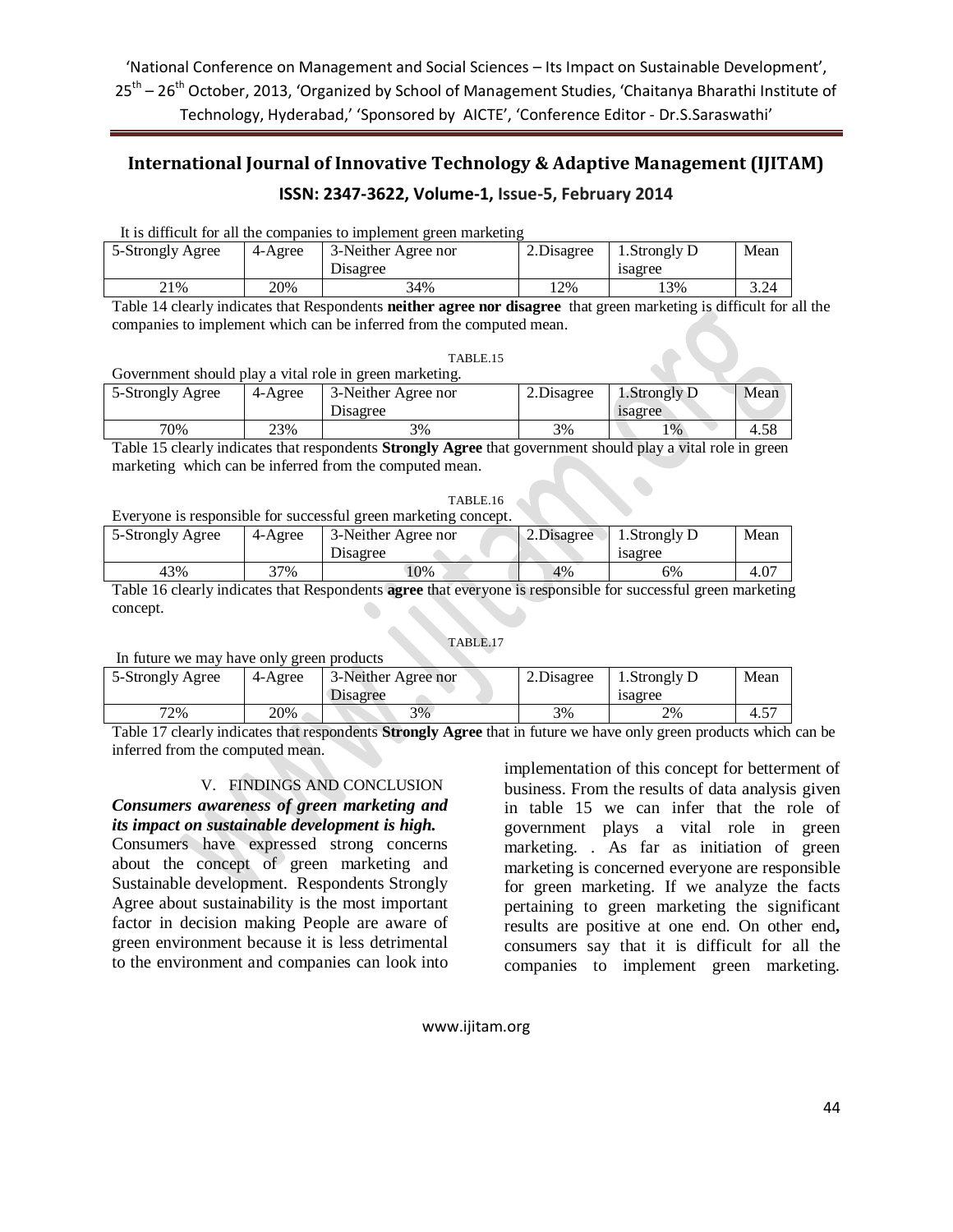It is difficult for all the companies to implement green marketing

| 5-Strongly Agree | 4-Agree | 3-Neither Agree nor Disagree | 2.Disagree | 1.Strongly Disagree | Mean |
|---|---|---|---|---|---|
| 21% | 20% | 34% | 12% | 13% | 3.24 |

Table 14 clearly indicates that Respondents **neither agree nor disagree** that green marketing is difficult for all the companies to implement which can be inferred from the computed mean.

TABLE.15

Government should play a vital role in green marketing.

| 5-Strongly Agree | 4-Agree | 3-Neither Agree nor Disagree | 2.Disagree | 1.Strongly Disagree | Mean |
|---|---|---|---|---|---|
| 70% | 23% | 3% | 3% | 1% | 4.58 |

Table 15 clearly indicates that respondents **Strongly Agree** that government should play a vital role in green marketing which can be inferred from the computed mean.

TABLE.16

Everyone is responsible for successful green marketing concept.

| 5-Strongly Agree | 4-Agree | 3-Neither Agree nor Disagree | 2.Disagree | 1.Strongly Disagree | Mean |
|---|---|---|---|---|---|
| 43% | 37% | 10% | 4% | 6% | 4.07 |

Table 16 clearly indicates that Respondents **agree** that everyone is responsible for successful green marketing concept.

TABLE.17

In future we may have only green products

| 5-Strongly Agree | 4-Agree | 3-Neither Agree nor Disagree | 2.Disagree | 1.Strongly Disagree | Mean |
|---|---|---|---|---|---|
| 72% | 20% | 3% | 3% | 2% | 4.57 |

Table 17 clearly indicates that respondents **Strongly Agree** that in future we have only green products which can be inferred from the computed mean.

## V. FINDINGS AND CONCLUSION

***Consumers awareness of green marketing and its impact on sustainable development is high.***

Consumers have expressed strong concerns about the concept of green marketing and Sustainable development. Respondents Strongly Agree about sustainability is the most important factor in decision making People are aware of green environment because it is less detrimental to the environment and companies can look into implementation of this concept for betterment of business. From the results of data analysis given in table 15 we can infer that the role of government plays a vital role in green marketing. . As far as initiation of green marketing is concerned everyone are responsible for green marketing. If we analyze the facts pertaining to green marketing the significant results are positive at one end. On other end**,** consumers say that it is difficult for all the companies to implement green marketing.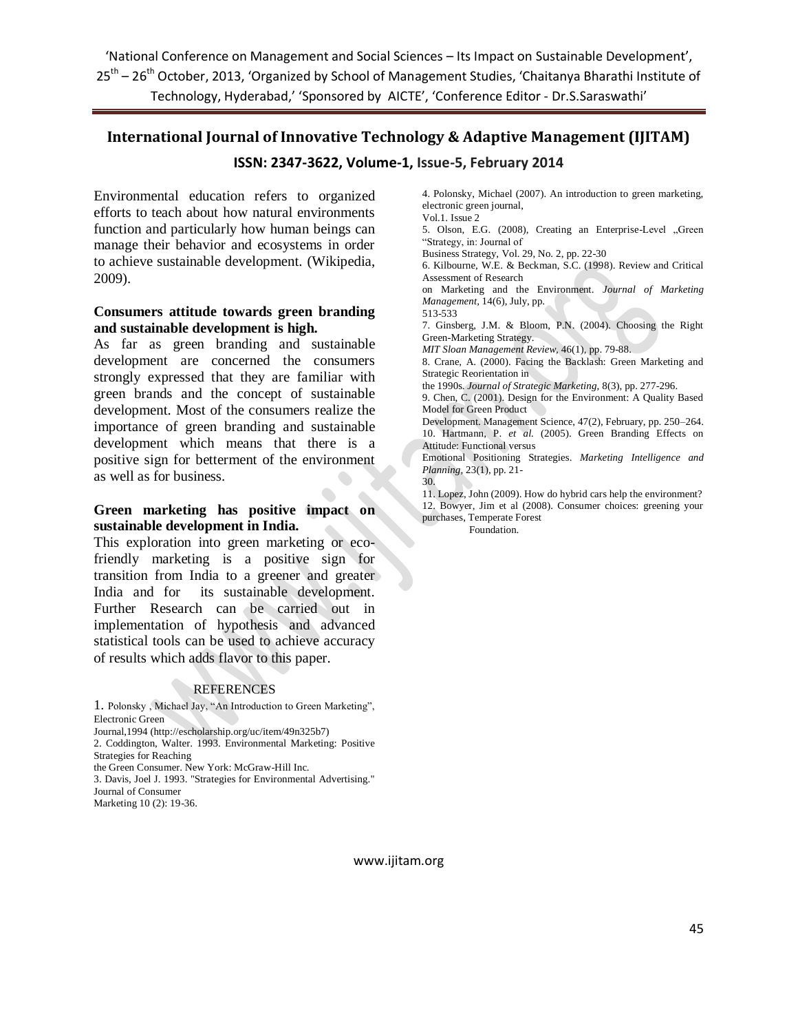Environmental education refers to organized efforts to teach about how natural environments function and particularly how human beings can manage their behavior and ecosystems in order to achieve sustainable development. (Wikipedia, 2009).

**Consumers attitude towards green branding and sustainable development is high.**

As far as green branding and sustainable development are concerned the consumers strongly expressed that they are familiar with green brands and the concept of sustainable development. Most of the consumers realize the importance of green branding and sustainable development which means that there is a positive sign for betterment of the environment as well as for business.

**Green marketing has positive impact on sustainable development in India.**

This exploration into green marketing or eco-friendly marketing is a positive sign for transition from India to a greener and greater India and for its sustainable development. Further Research can be carried out in implementation of hypothesis and advanced statistical tools can be used to achieve accuracy of results which adds flavor to this paper.

## REFERENCES

1. Polonsky , Michael Jay, "An Introduction to Green Marketing", Electronic Green Journal,1994 (http://escholarship.org/uc/item/49n325b7)
2. Coddington, Walter. 1993. Environmental Marketing: Positive Strategies for Reaching the Green Consumer. New York: McGraw-Hill Inc.
3. Davis, Joel J. 1993. "Strategies for Environmental Advertising." Journal of Consumer Marketing 10 (2): 19-36.
4. Polonsky, Michael (2007). An introduction to green marketing, electronic green journal, Vol.1. Issue 2
5. Olson, E.G. (2008), Creating an Enterprise-Level „Green "Strategy, in: Journal of Business Strategy, Vol. 29, No. 2, pp. 22-30
6. Kilbourne, W.E. & Beckman, S.C. (1998). Review and Critical Assessment of Research on Marketing and the Environment. *Journal of Marketing Management*, 14(6), July, pp. 513-533
7. Ginsberg, J.M. & Bloom, P.N. (2004). Choosing the Right Green-Marketing Strategy. *MIT Sloan Management Review*, 46(1), pp. 79-88.
8. Crane, A. (2000). Facing the Backlash: Green Marketing and Strategic Reorientation in the 1990s. *Journal of Strategic Marketing*, 8(3), pp. 277-296.
9. Chen, C. (2001). Design for the Environment: A Quality Based Model for Green Product Development. Management Science, 47(2), February, pp. 250–264.
10. Hartmann, P. *et al.* (2005). Green Branding Effects on Attitude: Functional versus Emotional Positioning Strategies. *Marketing Intelligence and Planning*, 23(1), pp. 21-30.
11. Lopez, John (2009). How do hybrid cars help the environment?
12. Bowyer, Jim et al (2008). Consumer choices: greening your purchases, Temperate Forest Foundation.